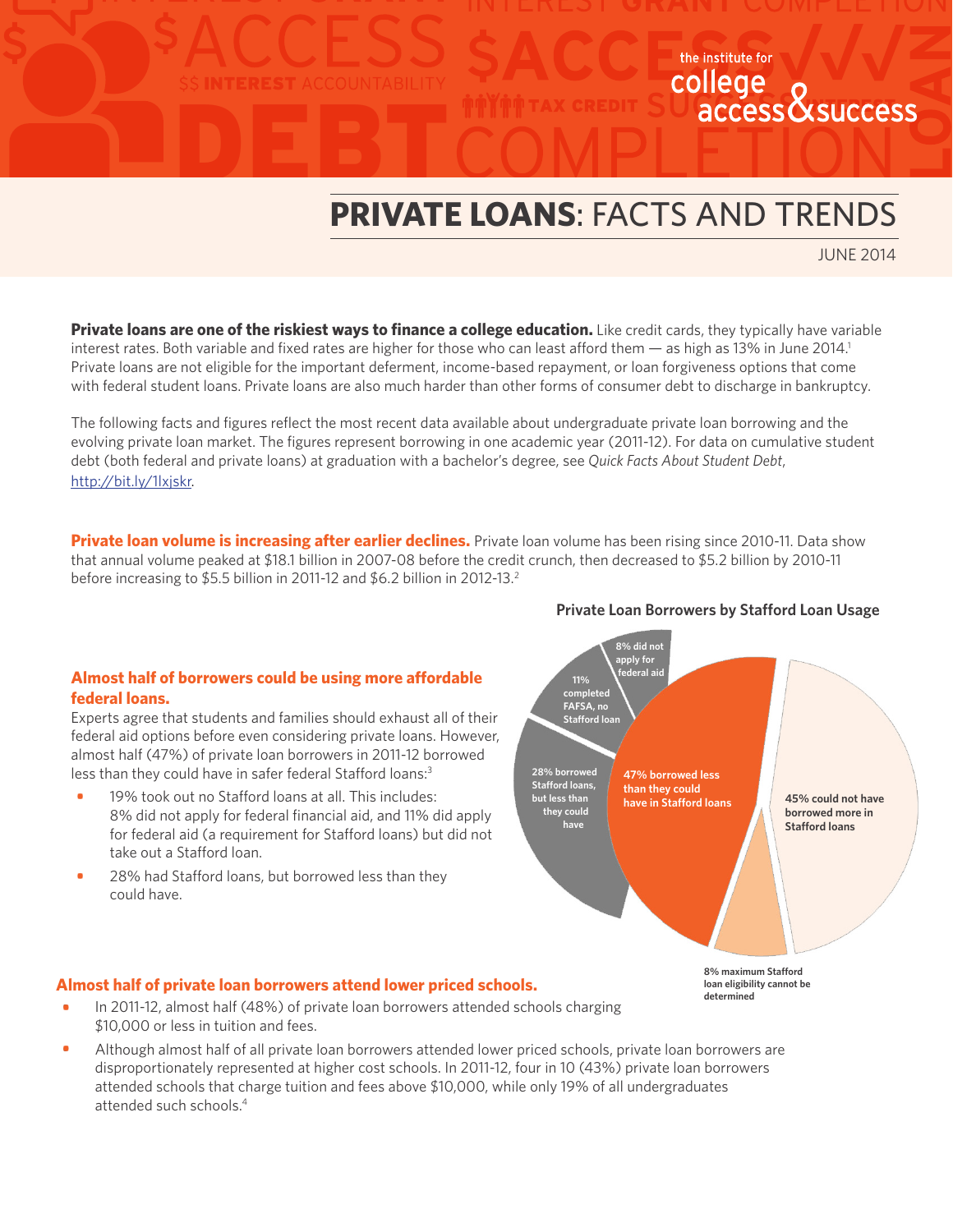# PRIVATE LOANS: FACTS AND TRENDS

JUNE 2014

**Private loans are one of the riskiest ways to finance a college education.** Like credit cards, they typically have variable interest rates. Both variable and fixed rates are higher for those who can least afford them — as high as 13% in June 2014.[1] Private loans are not eligible for the important deferment, income-based repayment, or loan forgiveness options that come with federal student loans. Private loans are also much harder than other forms of consumer debt to discharge in bankruptcy.

The following facts and figures reflect the most recent data available about undergraduate private loan borrowing and the evolving private loan market. The figures represent borrowing in one academic year (2011-12). For data on cumulative student debt (both federal and private loans) at graduation with a bachelor's degree, see *Quick Facts About Student Debt*, http://bit.ly/1lxjskr.

**Private loan volume is increasing after earlier declines.** Private loan volume has been rising since 2010-11. Data show that annual volume peaked at $18.1 billion in 2007-08 before the credit crunch, then decreased to $5.2 billion by 2010-11 before increasing to $5.5 billion in 2011-12 and $6.2 billion in 2012-13.[2]

**Almost half of borrowers could be using more affordable federal loans.**

Experts agree that students and families should exhaust all of their federal aid options before even considering private loans. However, almost half (47%) of private loan borrowers in 2011-12 borrowed less than they could have in safer federal Stafford loans:[3]

- 19% took out no Stafford loans at all. This includes: 8% did not apply for federal financial aid, and 11% did apply for federal aid (a requirement for Stafford loans) but did not take out a Stafford loan.
- 28% had Stafford loans, but borrowed less than they could have.

**Private Loan Borrowers by Stafford Loan Usage**

- 47% borrowed less than they could have in Stafford loans
  - 8% did not apply for federal aid
  - 11% completed FAFSA, no Stafford loan
  - 28% borrowed Stafford loans, but less than they could have
- 45% could not have borrowed more in Stafford loans
- 8% maximum Stafford loan eligibility cannot be determined

**Almost half of private loan borrowers attend lower priced schools.**

- In 2011-12, almost half (48%) of private loan borrowers attended schools charging $10,000 or less in tuition and fees.
- Although almost half of all private loan borrowers attended lower priced schools, private loan borrowers are disproportionately represented at higher cost schools. In 2011-12, four in 10 (43%) private loan borrowers attended schools that charge tuition and fees above $10,000, while only 19% of all undergraduates attended such schools.[4]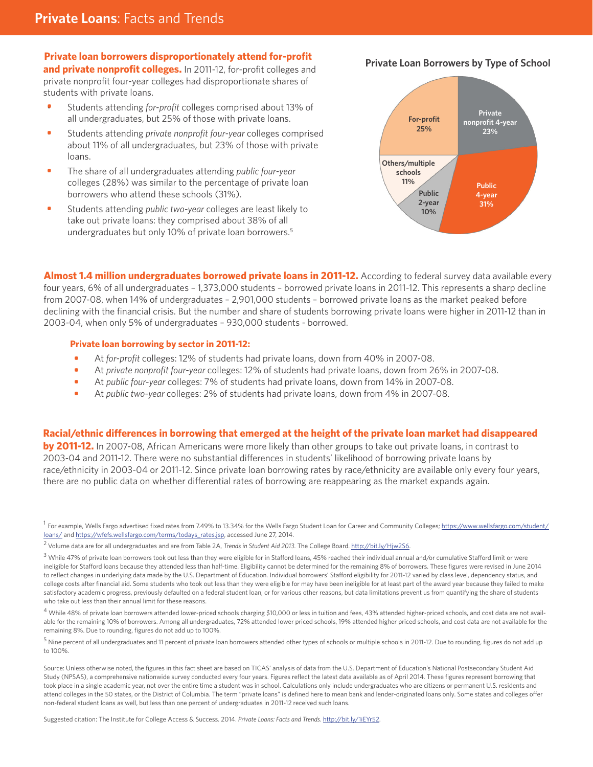# **Private Loans**: Facts and Trends

**Private loan borrowers disproportionately attend for-profit and private nonprofit colleges.** In 2011-12, for-profit colleges and private nonprofit four-year colleges had disproportionate shares of students with private loans.

- Students attending *for-profit* colleges comprised about 13% of all undergraduates, but 25% of those with private loans.
- Students attending *private nonprofit four-year* colleges comprised about 11% of all undergraduates, but 23% of those with private loans.
- The share of all undergraduates attending *public four-year* colleges (28%) was similar to the percentage of private loan borrowers who attend these schools (31%).
- Students attending *public two-year* colleges are least likely to take out private loans: they comprised about 38% of all undergraduates but only 10% of private loan borrowers.[5]

**Private Loan Borrowers by Type of School**

For-profit 25%

Private nonprofit 4-year 23%

Public 4-year 31%

Public 2-year 10%

Others/multiple schools 11%

**Almost 1.4 million undergraduates borrowed private loans in 2011-12.** According to federal survey data available every four years, 6% of all undergraduates – 1,373,000 students – borrowed private loans in 2011-12. This represents a sharp decline from 2007-08, when 14% of undergraduates – 2,901,000 students – borrowed private loans as the market peaked before declining with the financial crisis. But the number and share of students borrowing private loans were higher in 2011-12 than in 2003-04, when only 5% of undergraduates – 930,000 students - borrowed.

**Private loan borrowing by sector in 2011-12:**

- At *for-profit* colleges: 12% of students had private loans, down from 40% in 2007-08.
- At *private nonprofit four-year* colleges: 12% of students had private loans, down from 26% in 2007-08.
- At *public four-year* colleges: 7% of students had private loans, down from 14% in 2007-08.
- At *public two-year* colleges: 2% of students had private loans, down from 4% in 2007-08.

**Racial/ethnic differences in borrowing that emerged at the height of the private loan market had disappeared by 2011-12.** In 2007-08, African Americans were more likely than other groups to take out private loans, in contrast to 2003-04 and 2011-12. There were no substantial differences in students' likelihood of borrowing private loans by race/ethnicity in 2003-04 or 2011-12. Since private loan borrowing rates by race/ethnicity are available only every four years, there are no public data on whether differential rates of borrowing are reappearing as the market expands again.

[1] For example, Wells Fargo advertised fixed rates from 7.49% to 13.34% for the Wells Fargo Student Loan for Career and Community Colleges; https://www.wellsfargo.com/student/loans/ and https://wfefs.wellsfargo.com/terms/todays_rates.jsp, accessed June 27, 2014.

[2] Volume data are for all undergraduates and are from Table 2A, *Trends in Student Aid 2013*. The College Board. http://bit.ly/Hjw2S6.

[3] While 47% of private loan borrowers took out less than they were eligible for in Stafford loans, 45% reached their individual annual and/or cumulative Stafford limit or were ineligible for Stafford loans because they attended less than half-time. Eligibility cannot be determined for the remaining 8% of borrowers. These figures were revised in June 2014 to reflect changes in underlying data made by the U.S. Department of Education. Individual borrowers' Stafford eligibility for 2011-12 varied by class level, dependency status, and college costs after financial aid. Some students who took out less than they were eligible for may have been ineligible for at least part of the award year because they failed to make satisfactory academic progress, previously defaulted on a federal student loan, or for various other reasons, but data limitations prevent us from quantifying the share of students who take out less than their annual limit for these reasons.

[4] While 48% of private loan borrowers attended lower-priced schools charging $10,000 or less in tuition and fees, 43% attended higher-priced schools, and cost data are not available for the remaining 10% of borrowers. Among all undergraduates, 72% attended lower priced schools, 19% attended higher priced schools, and cost data are not available for the remaining 8%. Due to rounding, figures do not add up to 100%.

[5] Nine percent of all undergraduates and 11 percent of private loan borrowers attended other types of schools or multiple schools in 2011-12. Due to rounding, figures do not add up to 100%.

Source: Unless otherwise noted, the figures in this fact sheet are based on TICAS' analysis of data from the U.S. Department of Education's National Postsecondary Student Aid Study (NPSAS), a comprehensive nationwide survey conducted every four years. Figures reflect the latest data available as of April 2014. These figures represent borrowing that took place in a single academic year, not over the entire time a student was in school. Calculations only include undergraduates who are citizens or permanent U.S. residents and attend colleges in the 50 states, or the District of Columbia. The term "private loans" is defined here to mean bank and lender-originated loans only. Some states and colleges offer non-federal student loans as well, but less than one percent of undergraduates in 2011-12 received such loans.

Suggested citation: The Institute for College Access & Success. 2014. *Private Loans: Facts and Trends*. http://bit.ly/1iEYr52.